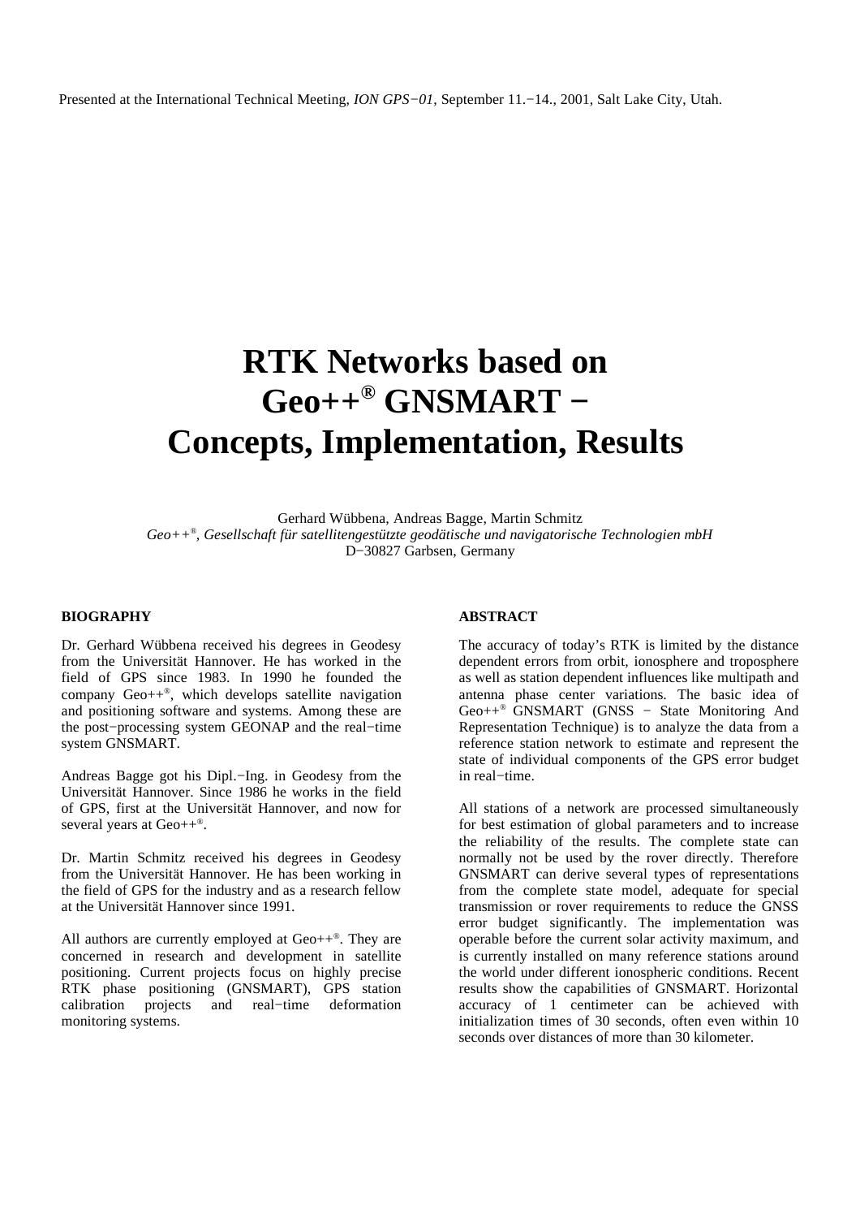Presented at the International Technical Meeting, *ION GPS−01*, September 11.−14., 2001, Salt Lake City, Utah.

# RTK Networks based on Geo++® GNSMART − Concepts, Implementation, Results

Gerhard Wübbena, Andreas Bagge, Martin Schmitz
*Geo++®, Gesellschaft für satellitengestützte geodätische und navigatorische Technologien mbH*
D−30827 Garbsen, Germany

## BIOGRAPHY

Dr. Gerhard Wübbena received his degrees in Geodesy from the Universität Hannover. He has worked in the field of GPS since 1983. In 1990 he founded the company Geo++®, which develops satellite navigation and positioning software and systems. Among these are the post−processing system GEONAP and the real−time system GNSMART.

Andreas Bagge got his Dipl.−Ing. in Geodesy from the Universität Hannover. Since 1986 he works in the field of GPS, first at the Universität Hannover, and now for several years at Geo++®.

Dr. Martin Schmitz received his degrees in Geodesy from the Universität Hannover. He has been working in the field of GPS for the industry and as a research fellow at the Universität Hannover since 1991.

All authors are currently employed at Geo++®. They are concerned in research and development in satellite positioning. Current projects focus on highly precise RTK phase positioning (GNSMART), GPS station calibration projects and real−time deformation monitoring systems.

## ABSTRACT

The accuracy of today's RTK is limited by the distance dependent errors from orbit, ionosphere and troposphere as well as station dependent influences like multipath and antenna phase center variations. The basic idea of Geo++® GNSMART (GNSS − State Monitoring And Representation Technique) is to analyze the data from a reference station network to estimate and represent the state of individual components of the GPS error budget in real−time.

All stations of a network are processed simultaneously for best estimation of global parameters and to increase the reliability of the results. The complete state can normally not be used by the rover directly. Therefore GNSMART can derive several types of representations from the complete state model, adequate for special transmission or rover requirements to reduce the GNSS error budget significantly. The implementation was operable before the current solar activity maximum, and is currently installed on many reference stations around the world under different ionospheric conditions. Recent results show the capabilities of GNSMART. Horizontal accuracy of 1 centimeter can be achieved with initialization times of 30 seconds, often even within 10 seconds over distances of more than 30 kilometer.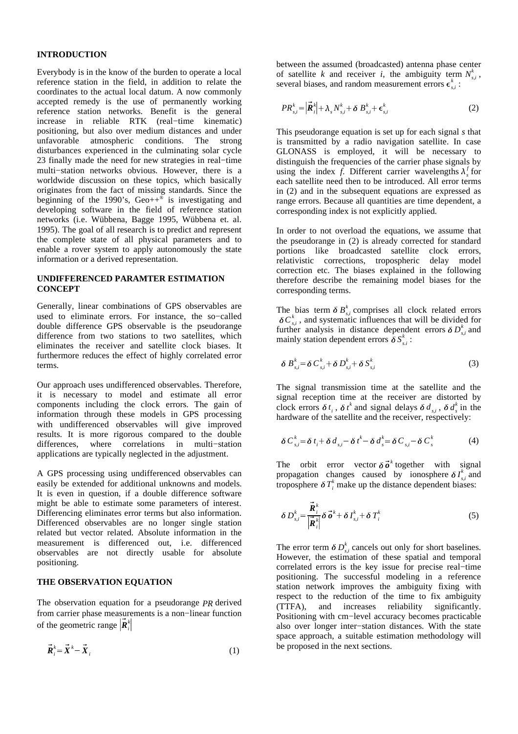## INTRODUCTION

Everybody is in the know of the burden to operate a local reference station in the field, in addition to relate the coordinates to the actual local datum. A now commonly accepted remedy is the use of permanently working reference station networks. Benefit is the general increase in reliable RTK (real−time kinematic) positioning, but also over medium distances and under unfavorable atmospheric conditions. The strong disturbances experienced in the culminating solar cycle 23 finally made the need for new strategies in real−time multi−station networks obvious. However, there is a worldwide discussion on these topics, which basically originates from the fact of missing standards. Since the beginning of the 1990's, Geo++® is investigating and developing software in the field of reference station networks (i.e. Wübbena, Bagge 1995, Wübbena et. al. 1995). The goal of all research is to predict and represent the complete state of all physical parameters and to enable a rover system to apply autonomously the state information or a derived representation.

## UNDIFFERENCED PARAMTER ESTIMATION CONCEPT

Generally, linear combinations of GPS observables are used to eliminate errors. For instance, the so−called double difference GPS observable is the pseudorange difference from two stations to two satellites, which eliminates the receiver and satellite clock biases. It furthermore reduces the effect of highly correlated error terms.

Our approach uses undifferenced observables. Therefore, it is necessary to model and estimate all error components including the clock errors. The gain of information through these models in GPS processing with undifferenced observables will give improved results. It is more rigorous compared to the double differences, where correlations in multi−station applications are typically neglected in the adjustment.

A GPS processing using undifferenced observables can easily be extended for additional unknowns and models. It is even in question, if a double difference software might be able to estimate some parameters of interest. Differencing eliminates error terms but also information. Differenced observables are no longer single station related but vector related. Absolute information in the measurement is differenced out, i.e. differenced observables are not directly usable for absolute positioning.

## THE OBSERVATION EQUATION

The observation equation for a pseudorange $PR$ derived from carrier phase measurements is a non−linear function of the geometric range $|\vec{R}_i^k|$

$$\vec{R}_i^k = \vec{X}^k - \vec{X}_i \tag{1}$$

between the assumed (broadcasted) antenna phase center of satellite $k$ and receiver $i$, the ambiguity term $N_{s,i}^k$, several biases, and random measurement errors $\epsilon_{s,i}^k$:

$$PR_{s,i}^k = |\vec{R}_i^k| + \lambda_s N_{s,i}^k + \delta B_{s,i}^k + \epsilon_{s,i}^k \tag{2}$$

This pseudorange equation is set up for each signal $s$ that is transmitted by a radio navigation satellite. In case GLONASS is employed, it will be necessary to distinguish the frequencies of the carrier phase signals by using the index $f$. Different carrier wavelengths $\lambda_s^f$ for each satellite need then to be introduced. All error terms in (2) and in the subsequent equations are expressed as range errors. Because all quantities are time dependent, a corresponding index is not explicitly applied.

In order to not overload the equations, we assume that the pseudorange in (2) is already corrected for standard portions like broadcasted satellite clock errors, relativistic corrections, tropospheric delay model correction etc. The biases explained in the following therefore describe the remaining model biases for the corresponding terms.

The bias term $\delta B_{s,i}^k$ comprises all clock related errors $\delta C_{s,i}^k$, and systematic influences that will be divided for further analysis in distance dependent errors $\delta D_{s,i}^k$ and mainly station dependent errors $\delta S_{s,i}^k$:

$$\delta B_{s,i}^k = \delta C_{s,i}^k + \delta D_{s,i}^k + \delta S_{s,i}^k \tag{3}$$

The signal transmission time at the satellite and the signal reception time at the receiver are distorted by clock errors $\delta t_i$, $\delta t^k$ and signal delays $\delta d_{s,i}$, $\delta d_s^k$ in the hardware of the satellite and the receiver, respectively:

$$\delta C_{s,i}^k = \delta t_i + \delta d_{s,i} - \delta t^k - \delta d_s^k = \delta C_{s,i} - \delta C_s^k \tag{4}$$

The orbit error vector $\delta \vec{o}^k$ together with signal propagation changes caused by ionosphere $\delta I_{s,i}^k$ and troposphere $\delta T_i^k$ make up the distance dependent biases:

$$\delta D_{s,i}^k = \frac{\vec{R}_i^k}{|\vec{R}_i^k|} \delta \vec{o}^k + \delta I_{s,i}^k + \delta T_i^k \tag{5}$$

The error term $\delta D_{s,i}^k$ cancels out only for short baselines. However, the estimation of these spatial and temporal correlated errors is the key issue for precise real−time positioning. The successful modeling in a reference station network improves the ambiguity fixing with respect to the reduction of the time to fix ambiguity (TTFA), and increases reliability significantly. Positioning with cm−level accuracy becomes practicable also over longer inter−station distances. With the state space approach, a suitable estimation methodology will be proposed in the next sections.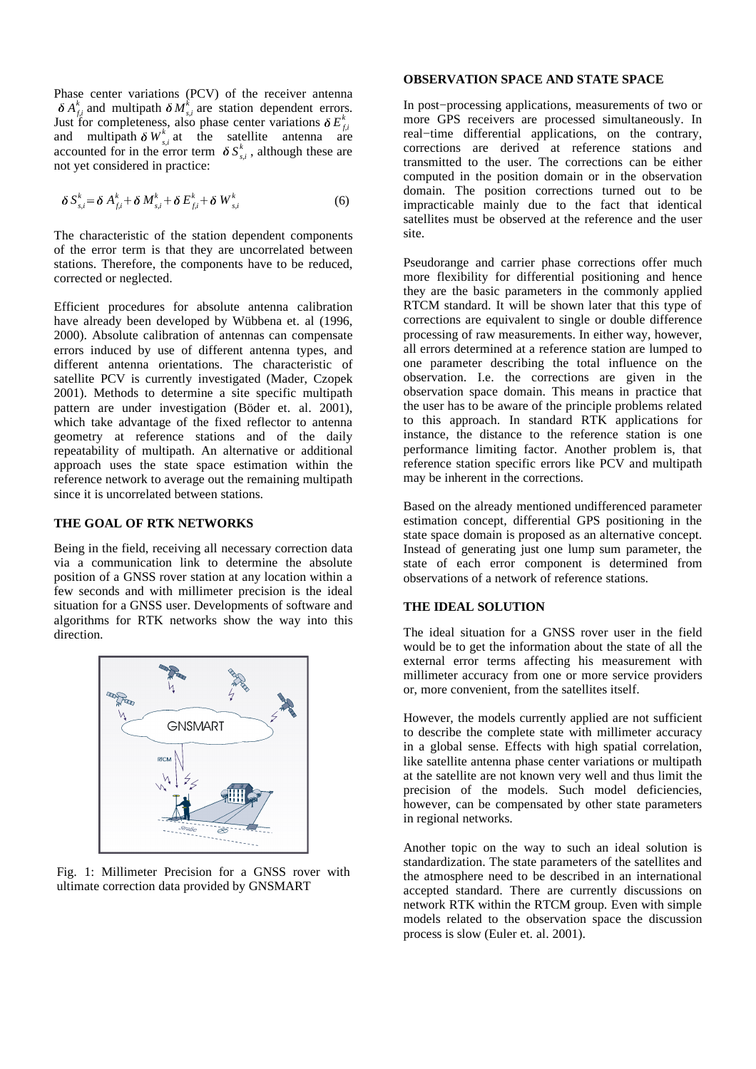Phase center variations (PCV) of the receiver antenna $\delta A^k_{f,i}$ and multipath $\delta M^k_{s,i}$ are station dependent errors. Just for completeness, also phase center variations $\delta E^k_{f,i}$ and multipath $\delta W^k_{s,i}$ at the satellite antenna are accounted for in the error term $\delta S^k_{s,i}$, although these are not yet considered in practice:

$$\delta S^k_{s,i} = \delta A^k_{f,i} + \delta M^k_{s,i} + \delta E^k_{f,i} + \delta W^k_{s,i} \tag{6}$$

The characteristic of the station dependent components of the error term is that they are uncorrelated between stations. Therefore, the components have to be reduced, corrected or neglected.

Efficient procedures for absolute antenna calibration have already been developed by Wübbena et. al (1996, 2000). Absolute calibration of antennas can compensate errors induced by use of different antenna types, and different antenna orientations. The characteristic of satellite PCV is currently investigated (Mader, Czopek 2001). Methods to determine a site specific multipath pattern are under investigation (Böder et. al. 2001), which take advantage of the fixed reflector to antenna geometry at reference stations and of the daily repeatability of multipath. An alternative or additional approach uses the state space estimation within the reference network to average out the remaining multipath since it is uncorrelated between stations.

## THE GOAL OF RTK NETWORKS

Being in the field, receiving all necessary correction data via a communication link to determine the absolute position of a GNSS rover station at any location within a few seconds and with millimeter precision is the ideal situation for a GNSS user. Developments of software and algorithms for RTK networks show the way into this direction.

Fig. 1: Millimeter Precision for a GNSS rover with ultimate correction data provided by GNSMART

## OBSERVATION SPACE AND STATE SPACE

In post-processing applications, measurements of two or more GPS receivers are processed simultaneously. In real-time differential applications, on the contrary, corrections are derived at reference stations and transmitted to the user. The corrections can be either computed in the position domain or in the observation domain. The position corrections turned out to be impracticable mainly due to the fact that identical satellites must be observed at the reference and the user site.

Pseudorange and carrier phase corrections offer much more flexibility for differential positioning and hence they are the basic parameters in the commonly applied RTCM standard. It will be shown later that this type of corrections are equivalent to single or double difference processing of raw measurements. In either way, however, all errors determined at a reference station are lumped to one parameter describing the total influence on the observation. I.e. the corrections are given in the observation space domain. This means in practice that the user has to be aware of the principle problems related to this approach. In standard RTK applications for instance, the distance to the reference station is one performance limiting factor. Another problem is, that reference station specific errors like PCV and multipath may be inherent in the corrections.

Based on the already mentioned undifferenced parameter estimation concept, differential GPS positioning in the state space domain is proposed as an alternative concept. Instead of generating just one lump sum parameter, the state of each error component is determined from observations of a network of reference stations.

## THE IDEAL SOLUTION

The ideal situation for a GNSS rover user in the field would be to get the information about the state of all the external error terms affecting his measurement with millimeter accuracy from one or more service providers or, more convenient, from the satellites itself.

However, the models currently applied are not sufficient to describe the complete state with millimeter accuracy in a global sense. Effects with high spatial correlation, like satellite antenna phase center variations or multipath at the satellite are not known very well and thus limit the precision of the models. Such model deficiencies, however, can be compensated by other state parameters in regional networks.

Another topic on the way to such an ideal solution is standardization. The state parameters of the satellites and the atmosphere need to be described in an international accepted standard. There are currently discussions on network RTK within the RTCM group. Even with simple models related to the observation space the discussion process is slow (Euler et. al. 2001).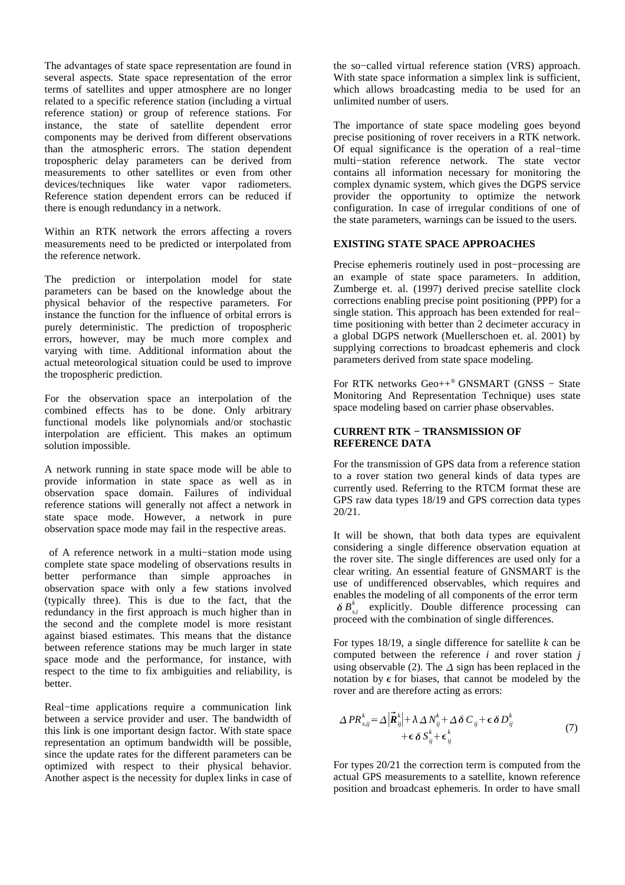The advantages of state space representation are found in several aspects. State space representation of the error terms of satellites and upper atmosphere are no longer related to a specific reference station (including a virtual reference station) or group of reference stations. For instance, the state of satellite dependent error components may be derived from different observations than the atmospheric errors. The station dependent tropospheric delay parameters can be derived from measurements to other satellites or even from other devices/techniques like water vapor radiometers. Reference station dependent errors can be reduced if there is enough redundancy in a network.

Within an RTK network the errors affecting a rovers measurements need to be predicted or interpolated from the reference network.

The prediction or interpolation model for state parameters can be based on the knowledge about the physical behavior of the respective parameters. For instance the function for the influence of orbital errors is purely deterministic. The prediction of tropospheric errors, however, may be much more complex and varying with time. Additional information about the actual meteorological situation could be used to improve the tropospheric prediction.

For the observation space an interpolation of the combined effects has to be done. Only arbitrary functional models like polynomials and/or stochastic interpolation are efficient. This makes an optimum solution impossible.

A network running in state space mode will be able to provide information in state space as well as in observation space domain. Failures of individual reference stations will generally not affect a network in state space mode. However, a network in pure observation space mode may fail in the respective areas.

of A reference network in a multi−station mode using complete state space modeling of observations results in better performance than simple approaches in observation space with only a few stations involved (typically three). This is due to the fact, that the redundancy in the first approach is much higher than in the second and the complete model is more resistant against biased estimates. This means that the distance between reference stations may be much larger in state space mode and the performance, for instance, with respect to the time to fix ambiguities and reliability, is better.

Real−time applications require a communication link between a service provider and user. The bandwidth of this link is one important design factor. With state space representation an optimum bandwidth will be possible, since the update rates for the different parameters can be optimized with respect to their physical behavior. Another aspect is the necessity for duplex links in case of the so−called virtual reference station (VRS) approach. With state space information a simplex link is sufficient, which allows broadcasting media to be used for an unlimited number of users.

The importance of state space modeling goes beyond precise positioning of rover receivers in a RTK network. Of equal significance is the operation of a real−time multi−station reference network. The state vector contains all information necessary for monitoring the complex dynamic system, which gives the DGPS service provider the opportunity to optimize the network configuration. In case of irregular conditions of one of the state parameters, warnings can be issued to the users.

## EXISTING STATE SPACE APPROACHES

Precise ephemeris routinely used in post−processing are an example of state space parameters. In addition, Zumberge et. al. (1997) derived precise satellite clock corrections enabling precise point positioning (PPP) for a single station. This approach has been extended for real−time positioning with better than 2 decimeter accuracy in a global DGPS network (Muellerschoen et. al. 2001) by supplying corrections to broadcast ephemeris and clock parameters derived from state space modeling.

For RTK networks Geo++® GNSMART (GNSS − State Monitoring And Representation Technique) uses state space modeling based on carrier phase observables.

## CURRENT RTK − TRANSMISSION OF REFERENCE DATA

For the transmission of GPS data from a reference station to a rover station two general kinds of data types are currently used. Referring to the RTCM format these are GPS raw data types 18/19 and GPS correction data types 20/21.

It will be shown, that both data types are equivalent considering a single difference observation equation at the rover site. The single differences are used only for a clear writing. An essential feature of GNSMART is the use of undifferenced observables, which requires and enables the modeling of all components of the error term $\delta B^k_{s,i}$ explicitly. Double difference processing can proceed with the combination of single differences.

For types 18/19, a single difference for satellite *k* can be computed between the reference *i* and rover station *j* using observable (2). The $\Delta$ sign has been replaced in the notation by $\epsilon$ for biases, that cannot be modeled by the rover and are therefore acting as errors:

$$\Delta PR^k_{s,ij} = \Delta\left|\vec{R}^k_{ij}\right| + \lambda\,\Delta N^k_{ij} + \Delta\,\delta C_{ij} + \epsilon\,\delta D^k_{ij} + \epsilon\,\delta S^k_{ij} + \epsilon^k_{ij} \tag{7}$$

For types 20/21 the correction term is computed from the actual GPS measurements to a satellite, known reference position and broadcast ephemeris. In order to have small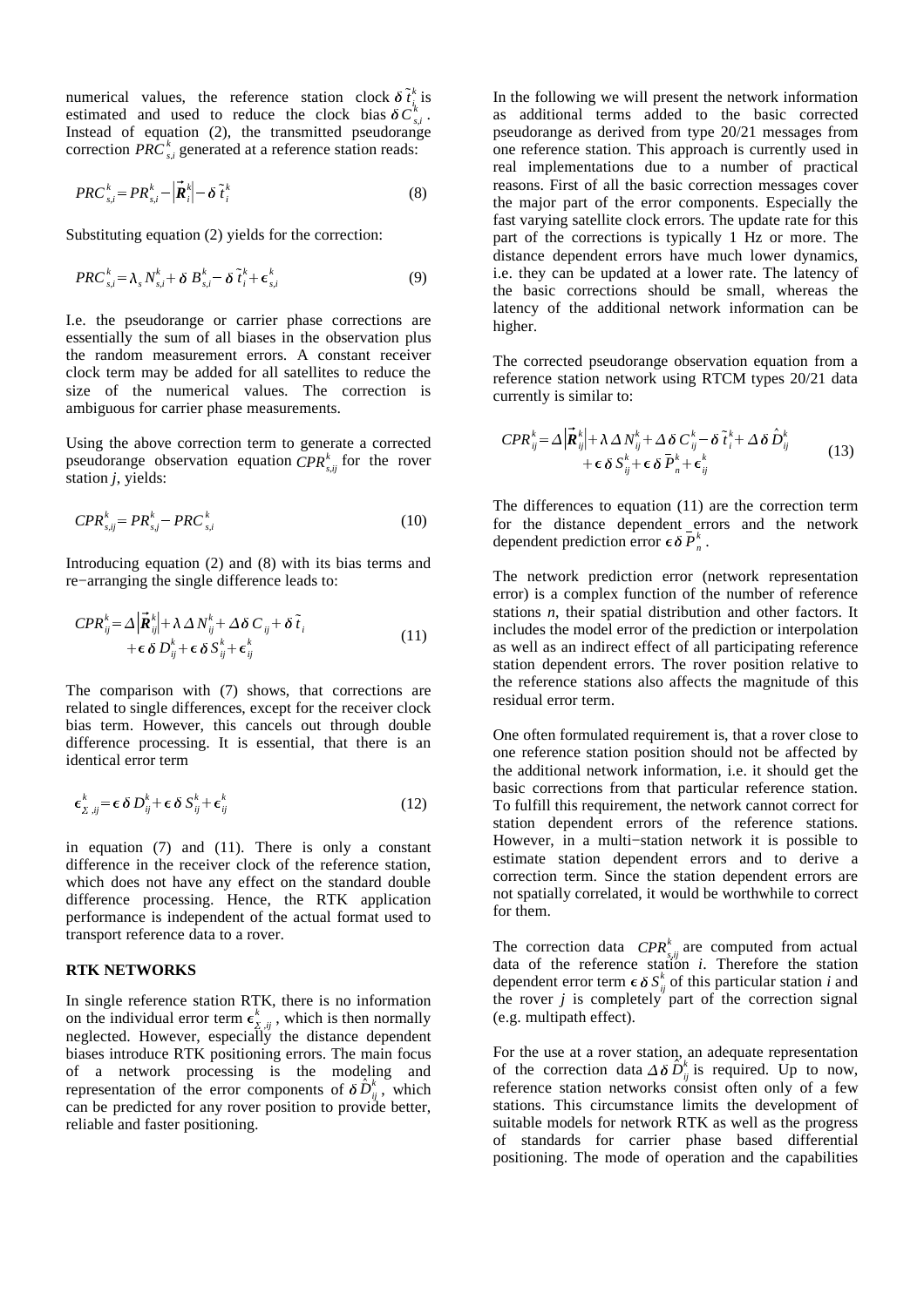numerical values, the reference station clock $\delta\tilde{t}_i^k$ is estimated and used to reduce the clock bias $\delta C_{s,i}^k$. Instead of equation (2), the transmitted pseudorange correction $PRC_{s,i}^k$ generated at a reference station reads:

$$PRC_{s,i}^k = PR_{s,i}^k - \left|\vec{\boldsymbol{R}}_i^k\right| - \delta\tilde{t}_i^k \tag{8}$$

Substituting equation (2) yields for the correction:

$$PRC_{s,i}^k = \lambda_s N_{s,i}^k + \delta B_{s,i}^k - \delta\tilde{t}_i^k + \epsilon_{s,i}^k \tag{9}$$

I.e. the pseudorange or carrier phase corrections are essentially the sum of all biases in the observation plus the random measurement errors. A constant receiver clock term may be added for all satellites to reduce the size of the numerical values. The correction is ambiguous for carrier phase measurements.

Using the above correction term to generate a corrected pseudorange observation equation $CPR_{s,ij}^k$ for the rover station *j*, yields:

$$CPR_{s,ij}^k = PR_{s,j}^k - PRC_{s,i}^k \tag{10}$$

Introducing equation (2) and (8) with its bias terms and re−arranging the single difference leads to:

$$\begin{aligned} CPR_{ij}^k = \Delta\left|\vec{\boldsymbol{R}}_{ij}^k\right| + \lambda\Delta N_{ij}^k + \Delta\delta C_{ij} + \delta\tilde{t}_i \\ + \epsilon\delta D_{ij}^k + \epsilon\delta S_{ij}^k + \epsilon_{ij}^k \end{aligned} \tag{11}$$

The comparison with (7) shows, that corrections are related to single differences, except for the receiver clock bias term. However, this cancels out through double difference processing. It is essential, that there is an identical error term

$$\epsilon_{\Sigma,ij}^k = \epsilon\delta D_{ij}^k + \epsilon\delta S_{ij}^k + \epsilon_{ij}^k \tag{12}$$

in equation (7) and (11). There is only a constant difference in the receiver clock of the reference station, which does not have any effect on the standard double difference processing. Hence, the RTK application performance is independent of the actual format used to transport reference data to a rover.

## RTK NETWORKS

In single reference station RTK, there is no information on the individual error term $\epsilon_{\Sigma,ij}^k$, which is then normally neglected. However, especially the distance dependent biases introduce RTK positioning errors. The main focus of a network processing is the modeling and representation of the error components of $\delta\hat{D}_{ij}^k$, which can be predicted for any rover position to provide better, reliable and faster positioning.

In the following we will present the network information as additional terms added to the basic corrected pseudorange as derived from type 20/21 messages from one reference station. This approach is currently used in real implementations due to a number of practical reasons. First of all the basic correction messages cover the major part of the error components. Especially the fast varying satellite clock errors. The update rate for this part of the corrections is typically 1 Hz or more. The distance dependent errors have much lower dynamics, i.e. they can be updated at a lower rate. The latency of the basic corrections should be small, whereas the latency of the additional network information can be higher.

The corrected pseudorange observation equation from a reference station network using RTCM types 20/21 data currently is similar to:

$$\begin{aligned} CPR_{ij}^k = \Delta\left|\vec{\boldsymbol{R}}_{ij}^k\right| + \lambda\Delta N_{ij}^k + \Delta\delta C_{ij}^k - \delta\tilde{t}_i^k + \Delta\delta\hat{D}_{ij}^k \\ + \epsilon\delta S_{ij}^k + \epsilon\delta\bar{P}_n^k + \epsilon_{ij}^k \end{aligned} \tag{13}$$

The differences to equation (11) are the correction term for the distance dependent errors and the network dependent prediction error $\epsilon\delta\bar{P}_n^k$.

The network prediction error (network representation error) is a complex function of the number of reference stations *n*, their spatial distribution and other factors. It includes the model error of the prediction or interpolation as well as an indirect effect of all participating reference station dependent errors. The rover position relative to the reference stations also affects the magnitude of this residual error term.

One often formulated requirement is, that a rover close to one reference station position should not be affected by the additional network information, i.e. it should get the basic corrections from that particular reference station. To fulfill this requirement, the network cannot correct for station dependent errors of the reference stations. However, in a multi−station network it is possible to estimate station dependent errors and to derive a correction term. Since the station dependent errors are not spatially correlated, it would be worthwhile to correct for them.

The correction data $CPR_{s,ij}^k$ are computed from actual data of the reference station *i*. Therefore the station dependent error term $\epsilon\delta S_{ij}^k$ of this particular station *i* and the rover *j* is completely part of the correction signal (e.g. multipath effect).

For the use at a rover station, an adequate representation of the correction data $\Delta\delta\hat{D}_{ij}^k$ is required. Up to now, reference station networks consist often only of a few stations. This circumstance limits the development of suitable models for network RTK as well as the progress of standards for carrier phase based differential positioning. The mode of operation and the capabilities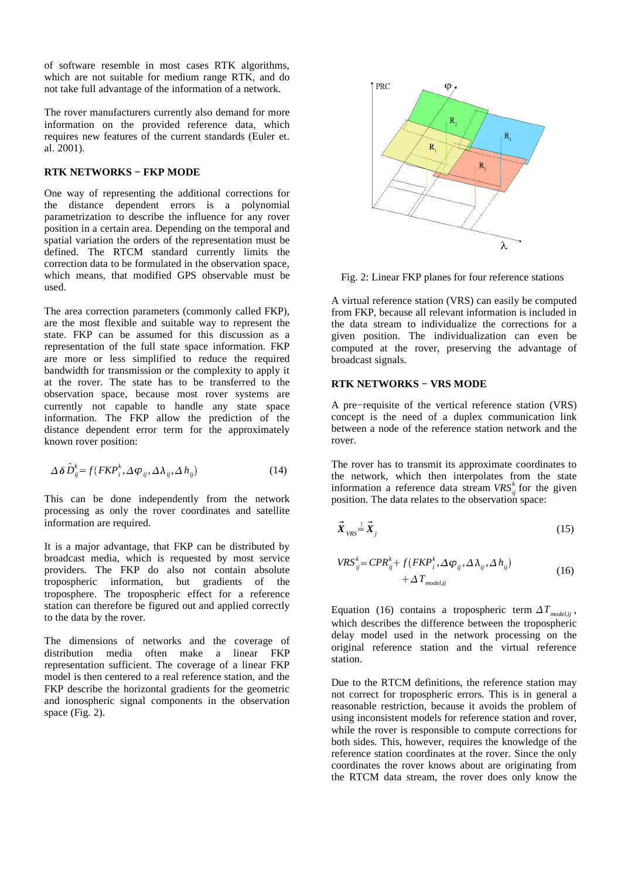of software resemble in most cases RTK algorithms, which are not suitable for medium range RTK, and do not take full advantage of the information of a network.

The rover manufacturers currently also demand for more information on the provided reference data, which requires new features of the current standards (Euler et. al. 2001).

## RTK NETWORKS – FKP MODE

One way of representing the additional corrections for the distance dependent errors is a polynomial parametrization to describe the influence for any rover position in a certain area. Depending on the temporal and spatial variation the orders of the representation must be defined. The RTCM standard currently limits the correction data to be formulated in the observation space, which means, that modified GPS observable must be used.

The area correction parameters (commonly called FKP), are the most flexible and suitable way to represent the state. FKP can be assumed for this discussion as a representation of the full state space information. FKP are more or less simplified to reduce the required bandwidth for transmission or the complexity to apply it at the rover. The state has to be transferred to the observation space, because most rover systems are currently not capable to handle any state space information. The FKP allow the prediction of the distance dependent error term for the approximately known rover position:

$$\Delta \delta \hat{D}_{ij}^{k} = f(FKP_{i}^{k}, \Delta\varphi_{ij}, \Delta\lambda_{ij}, \Delta h_{ij}) \tag{14}$$

This can be done independently from the network processing as only the rover coordinates and satellite information are required.

It is a major advantage, that FKP can be distributed by broadcast media, which is requested by most service providers. The FKP do also not contain absolute tropospheric information, but gradients of the troposphere. The tropospheric effect for a reference station can therefore be figured out and applied correctly to the data by the rover.

The dimensions of networks and the coverage of distribution media often make a linear FKP representation sufficient. The coverage of a linear FKP model is then centered to a real reference station, and the FKP describe the horizontal gradients for the geometric and ionospheric signal components in the observation space (Fig. 2).

Fig. 2: Linear FKP planes for four reference stations

A virtual reference station (VRS) can easily be computed from FKP, because all relevant information is included in the data stream to individualize the corrections for a given position. The individualization can even be computed at the rover, preserving the advantage of broadcast signals.

## RTK NETWORKS – VRS MODE

A pre-requisite of the vertical reference station (VRS) concept is the need of a duplex communication link between a node of the reference station network and the rover.

The rover has to transmit its approximate coordinates to the network, which then interpolates from the state information a reference data stream $VRS_{ij}^{k}$ for the given position. The data relates to the observation space:

$$\vec{X}_{VRS} \stackrel{!}{=} \vec{X}_{j} \tag{15}$$

$$VRS_{ij}^{k} = CPR_{ij}^{k} + f(FKP_{i}^{k}, \Delta\varphi_{ij}, \Delta\lambda_{ij}, \Delta h_{ij}) + \Delta T_{model,ij} \tag{16}$$

Equation (16) contains a tropospheric term $\Delta T_{model,ij}$, which describes the difference between the tropospheric delay model used in the network processing on the original reference station and the virtual reference station.

Due to the RTCM definitions, the reference station may not correct for tropospheric errors. This is in general a reasonable restriction, because it avoids the problem of using inconsistent models for reference station and rover, while the rover is responsible to compute corrections for both sides. This, however, requires the knowledge of the reference station coordinates at the rover. Since the only coordinates the rover knows about are originating from the RTCM data stream, the rover does only know the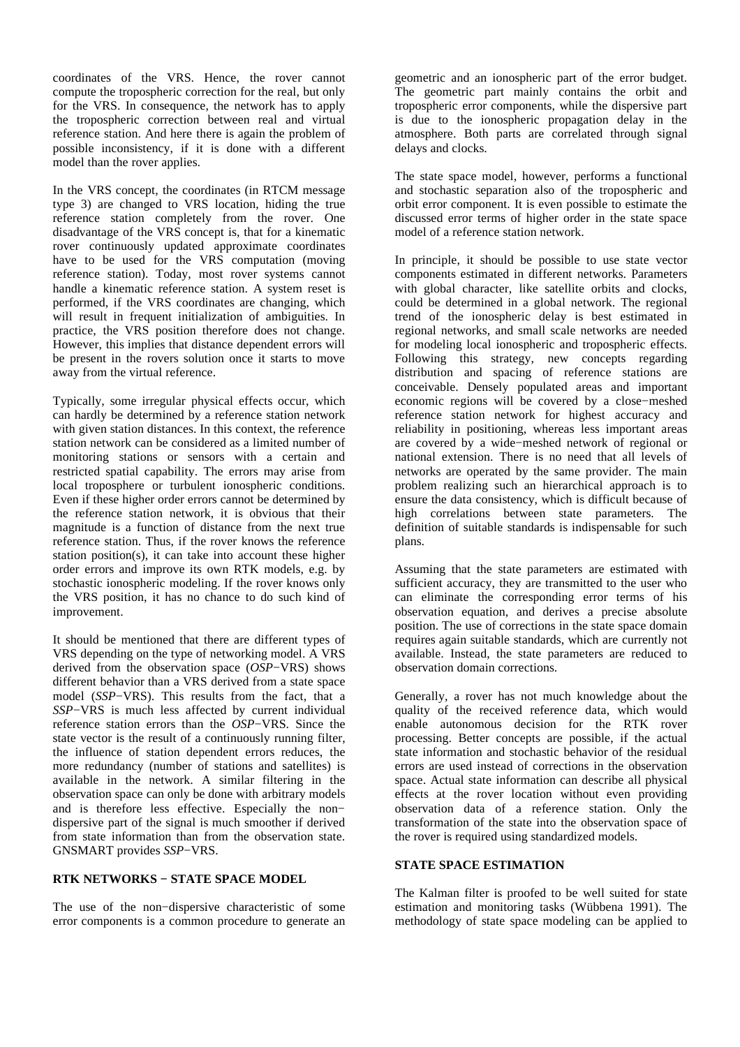coordinates of the VRS. Hence, the rover cannot compute the tropospheric correction for the real, but only for the VRS. In consequence, the network has to apply the tropospheric correction between real and virtual reference station. And here there is again the problem of possible inconsistency, if it is done with a different model than the rover applies.

In the VRS concept, the coordinates (in RTCM message type 3) are changed to VRS location, hiding the true reference station completely from the rover. One disadvantage of the VRS concept is, that for a kinematic rover continuously updated approximate coordinates have to be used for the VRS computation (moving reference station). Today, most rover systems cannot handle a kinematic reference station. A system reset is performed, if the VRS coordinates are changing, which will result in frequent initialization of ambiguities. In practice, the VRS position therefore does not change. However, this implies that distance dependent errors will be present in the rovers solution once it starts to move away from the virtual reference.

Typically, some irregular physical effects occur, which can hardly be determined by a reference station network with given station distances. In this context, the reference station network can be considered as a limited number of monitoring stations or sensors with a certain and restricted spatial capability. The errors may arise from local troposphere or turbulent ionospheric conditions. Even if these higher order errors cannot be determined by the reference station network, it is obvious that their magnitude is a function of distance from the next true reference station. Thus, if the rover knows the reference station position(s), it can take into account these higher order errors and improve its own RTK models, e.g. by stochastic ionospheric modeling. If the rover knows only the VRS position, it has no chance to do such kind of improvement.

It should be mentioned that there are different types of VRS depending on the type of networking model. A VRS derived from the observation space (*OSP*−VRS) shows different behavior than a VRS derived from a state space model (*SSP*−VRS). This results from the fact, that a *SSP*−VRS is much less affected by current individual reference station errors than the *OSP*−VRS. Since the state vector is the result of a continuously running filter, the influence of station dependent errors reduces, the more redundancy (number of stations and satellites) is available in the network. A similar filtering in the observation space can only be done with arbitrary models and is therefore less effective. Especially the non−dispersive part of the signal is much smoother if derived from state information than from the observation state. GNSMART provides *SSP*−VRS.

## RTK NETWORKS − STATE SPACE MODEL

The use of the non−dispersive characteristic of some error components is a common procedure to generate an geometric and an ionospheric part of the error budget. The geometric part mainly contains the orbit and tropospheric error components, while the dispersive part is due to the ionospheric propagation delay in the atmosphere. Both parts are correlated through signal delays and clocks.

The state space model, however, performs a functional and stochastic separation also of the tropospheric and orbit error component. It is even possible to estimate the discussed error terms of higher order in the state space model of a reference station network.

In principle, it should be possible to use state vector components estimated in different networks. Parameters with global character, like satellite orbits and clocks, could be determined in a global network. The regional trend of the ionospheric delay is best estimated in regional networks, and small scale networks are needed for modeling local ionospheric and tropospheric effects. Following this strategy, new concepts regarding distribution and spacing of reference stations are conceivable. Densely populated areas and important economic regions will be covered by a close−meshed reference station network for highest accuracy and reliability in positioning, whereas less important areas are covered by a wide−meshed network of regional or national extension. There is no need that all levels of networks are operated by the same provider. The main problem realizing such an hierarchical approach is to ensure the data consistency, which is difficult because of high correlations between state parameters. The definition of suitable standards is indispensable for such plans.

Assuming that the state parameters are estimated with sufficient accuracy, they are transmitted to the user who can eliminate the corresponding error terms of his observation equation, and derives a precise absolute position. The use of corrections in the state space domain requires again suitable standards, which are currently not available. Instead, the state parameters are reduced to observation domain corrections.

Generally, a rover has not much knowledge about the quality of the received reference data, which would enable autonomous decision for the RTK rover processing. Better concepts are possible, if the actual state information and stochastic behavior of the residual errors are used instead of corrections in the observation space. Actual state information can describe all physical effects at the rover location without even providing observation data of a reference station. Only the transformation of the state into the observation space of the rover is required using standardized models.

## STATE SPACE ESTIMATION

The Kalman filter is proofed to be well suited for state estimation and monitoring tasks (Wübbena 1991). The methodology of state space modeling can be applied to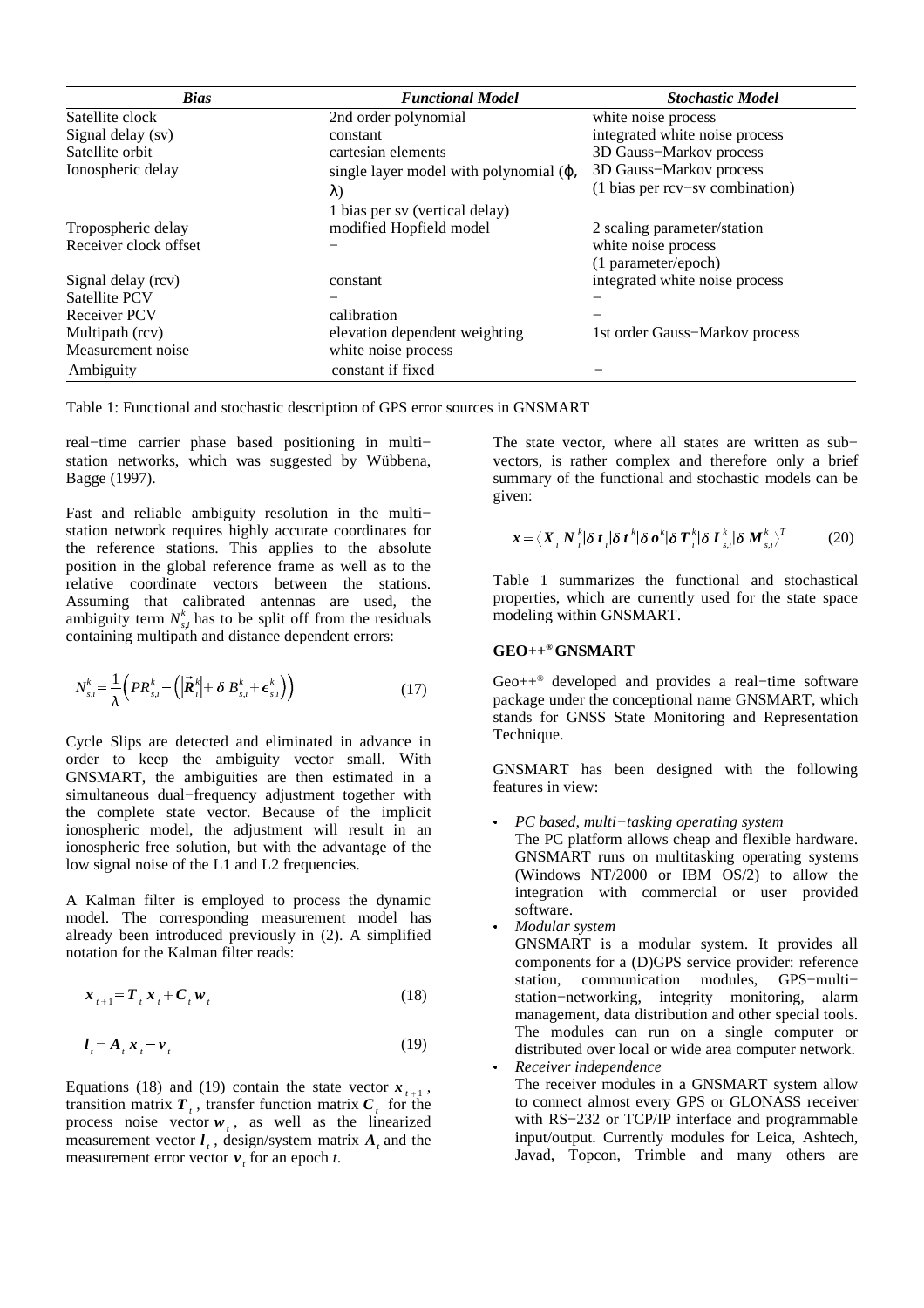| *Bias* | *Functional Model* | *Stochastic Model* |
|---|---|---|
| Satellite clock | 2nd order polynomial | white noise process |
| Signal delay (sv) | constant | integrated white noise process |
| Satellite orbit | cartesian elements | 3D Gauss−Markov process |
| Ionospheric delay | single layer model with polynomial ($\varphi$, $\lambda$) 1 bias per sv (vertical delay) | 3D Gauss−Markov process (1 bias per rcv−sv combination) |
| Tropospheric delay | modified Hopfield model | 2 scaling parameter/station |
| Receiver clock offset | − | white noise process (1 parameter/epoch) |
| Signal delay (rcv) | constant | integrated white noise process |
| Satellite PCV | − | − |
| Receiver PCV | calibration | − |
| Multipath (rcv) | elevation dependent weighting | 1st order Gauss−Markov process |
| Measurement noise | white noise process | |
| Ambiguity | constant if fixed | − |

Table 1: Functional and stochastic description of GPS error sources in GNSMART

real−time carrier phase based positioning in multi−station networks, which was suggested by Wübbena, Bagge (1997).

Fast and reliable ambiguity resolution in the multi−station network requires highly accurate coordinates for the reference stations. This applies to the absolute position in the global reference frame as well as to the relative coordinate vectors between the stations. Assuming that calibrated antennas are used, the ambiguity term $N_{s,i}^k$ has to be split off from the residuals containing multipath and distance dependent errors:

$$N_{s,i}^k = \frac{1}{\lambda}\left(PR_{s,i}^k - \left(\left|\vec{\boldsymbol{R}}_i^k\right| + \delta\, B_{s,i}^k + \epsilon_{s,i}^k\right)\right) \tag{17}$$

Cycle Slips are detected and eliminated in advance in order to keep the ambiguity vector small. With GNSMART, the ambiguities are then estimated in a simultaneous dual−frequency adjustment together with the complete state vector. Because of the implicit ionospheric model, the adjustment will result in an ionospheric free solution, but with the advantage of the low signal noise of the L1 and L2 frequencies.

A Kalman filter is employed to process the dynamic model. The corresponding measurement model has already been introduced previously in (2). A simplified notation for the Kalman filter reads:

$$\boldsymbol{x}_{t+1} = \boldsymbol{T}_t\, \boldsymbol{x}_t + \boldsymbol{C}_t\, \boldsymbol{w}_t \tag{18}$$

$$\boldsymbol{l}_t = \boldsymbol{A}_t\, \boldsymbol{x}_t - \boldsymbol{v}_t \tag{19}$$

Equations (18) and (19) contain the state vector $\boldsymbol{x}_{t+1}$, transition matrix $\boldsymbol{T}_t$, transfer function matrix $\boldsymbol{C}_t$ for the process noise vector $\boldsymbol{w}_t$, as well as the linearized measurement vector $\boldsymbol{l}_t$, design/system matrix $\boldsymbol{A}_t$ and the measurement error vector $\boldsymbol{v}_t$ for an epoch *t*.

The state vector, where all states are written as sub−vectors, is rather complex and therefore only a brief summary of the functional and stochastic models can be given:

$$\boldsymbol{x} = \langle \boldsymbol{X}_i | \boldsymbol{N}_i^k | \delta\, \boldsymbol{t}_i | \delta\, \boldsymbol{t}^k | \delta\, \boldsymbol{o}^k | \delta\, \boldsymbol{T}_i^k | \delta\, \boldsymbol{I}_{s,i}^k | \delta\, \boldsymbol{M}_{s,i}^k \rangle^T \tag{20}$$

Table 1 summarizes the functional and stochastical properties, which are currently used for the state space modeling within GNSMART.

## GEO++® GNSMART

Geo++® developed and provides a real−time software package under the conceptional name GNSMART, which stands for GNSS State Monitoring and Representation Technique.

GNSMART has been designed with the following features in view:

- *PC based, multi−tasking operating system*
  The PC platform allows cheap and flexible hardware. GNSMART runs on multitasking operating systems (Windows NT/2000 or IBM OS/2) to allow the integration with commercial or user provided software.
- *Modular system*
  GNSMART is a modular system. It provides all components for a (D)GPS service provider: reference station, communication modules, GPS−multi−station−networking, integrity monitoring, alarm management, data distribution and other special tools. The modules can run on a single computer or distributed over local or wide area computer network.
- *Receiver independence*
  The receiver modules in a GNSMART system allow to connect almost every GPS or GLONASS receiver with RS−232 or TCP/IP interface and programmable input/output. Currently modules for Leica, Ashtech, Javad, Topcon, Trimble and many others are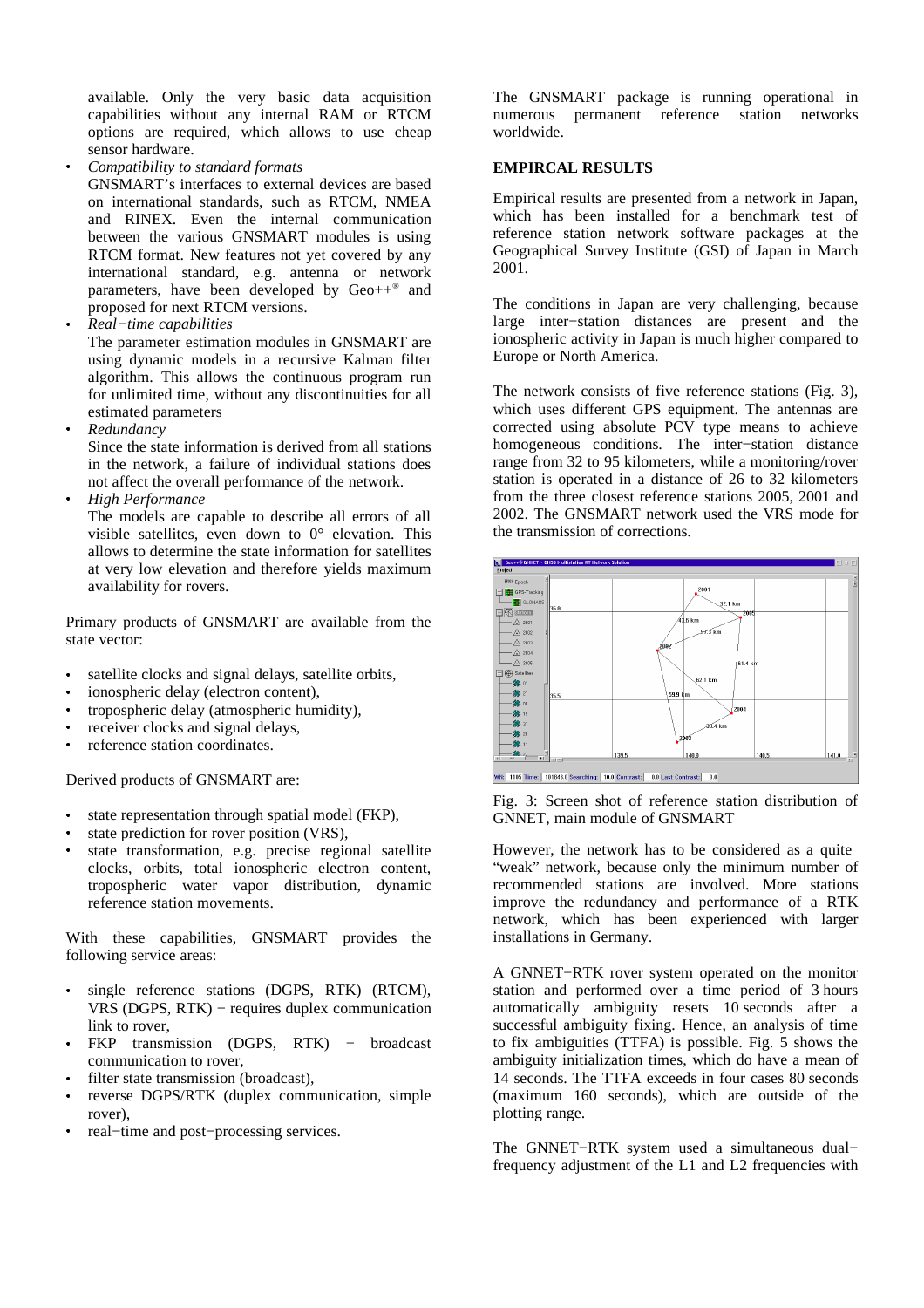available. Only the very basic data acquisition capabilities without any internal RAM or RTCM options are required, which allows to use cheap sensor hardware.

- *Compatibility to standard formats*
  GNSMART's interfaces to external devices are based on international standards, such as RTCM, NMEA and RINEX. Even the internal communication between the various GNSMART modules is using RTCM format. New features not yet covered by any international standard, e.g. antenna or network parameters, have been developed by Geo++® and proposed for next RTCM versions.
- *Real−time capabilities*
  The parameter estimation modules in GNSMART are using dynamic models in a recursive Kalman filter algorithm. This allows the continuous program run for unlimited time, without any discontinuities for all estimated parameters
- *Redundancy*
  Since the state information is derived from all stations in the network, a failure of individual stations does not affect the overall performance of the network.
- *High Performance*
  The models are capable to describe all errors of all visible satellites, even down to 0° elevation. This allows to determine the state information for satellites at very low elevation and therefore yields maximum availability for rovers.

Primary products of GNSMART are available from the state vector:

- satellite clocks and signal delays, satellite orbits,
- ionospheric delay (electron content),
- tropospheric delay (atmospheric humidity),
- receiver clocks and signal delays,
- reference station coordinates.

Derived products of GNSMART are:

- state representation through spatial model (FKP),
- state prediction for rover position (VRS),
- state transformation, e.g. precise regional satellite clocks, orbits, total ionospheric electron content, tropospheric water vapor distribution, dynamic reference station movements.

With these capabilities, GNSMART provides the following service areas:

- single reference stations (DGPS, RTK) (RTCM), VRS (DGPS, RTK) − requires duplex communication link to rover,
- FKP transmission (DGPS, RTK) − broadcast communication to rover,
- filter state transmission (broadcast),
- reverse DGPS/RTK (duplex communication, simple rover),
- real−time and post−processing services.

The GNSMART package is running operational in numerous permanent reference station networks worldwide.

## EMPIRCAL RESULTS

Empirical results are presented from a network in Japan, which has been installed for a benchmark test of reference station network software packages at the Geographical Survey Institute (GSI) of Japan in March 2001.

The conditions in Japan are very challenging, because large inter−station distances are present and the ionospheric activity in Japan is much higher compared to Europe or North America.

The network consists of five reference stations (Fig. 3), which uses different GPS equipment. The antennas are corrected using absolute PCV type means to achieve homogeneous conditions. The inter−station distance range from 32 to 95 kilometers, while a monitoring/rover station is operated in a distance of 26 to 32 kilometers from the three closest reference stations 2005, 2001 and 2002. The GNSMART network used the VRS mode for the transmission of corrections.

Fig. 3: Screen shot of reference station distribution of GNNET, main module of GNSMART

However, the network has to be considered as a quite "weak" network, because only the minimum number of recommended stations are involved. More stations improve the redundancy and performance of a RTK network, which has been experienced with larger installations in Germany.

A GNNET−RTK rover system operated on the monitor station and performed over a time period of 3 hours automatically ambiguity resets 10 seconds after a successful ambiguity fixing. Hence, an analysis of time to fix ambiguities (TTFA) is possible. Fig. 5 shows the ambiguity initialization times, which do have a mean of 14 seconds. The TTFA exceeds in four cases 80 seconds (maximum 160 seconds), which are outside of the plotting range.

The GNNET−RTK system used a simultaneous dual−frequency adjustment of the L1 and L2 frequencies with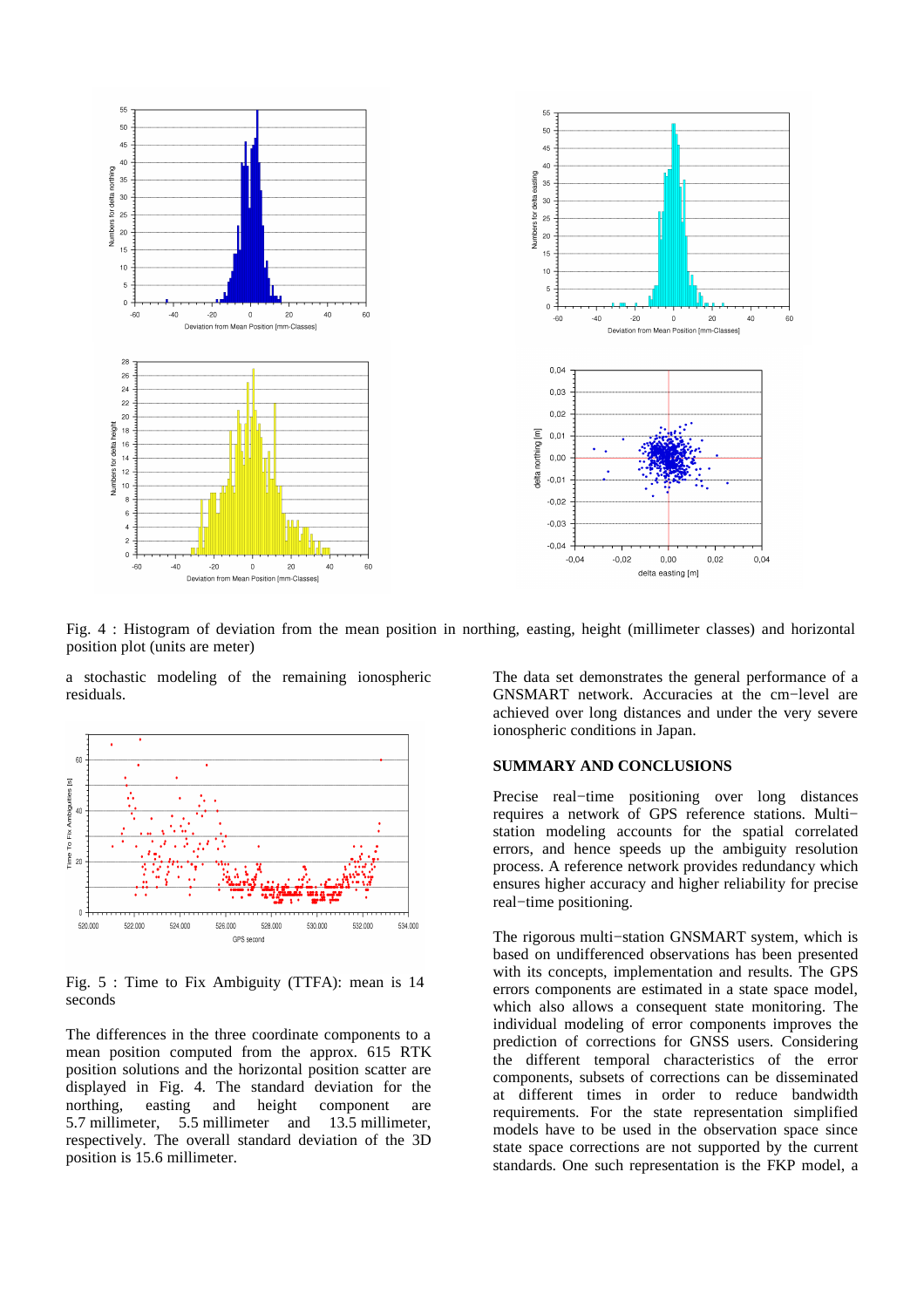Fig. 4 : Histogram of deviation from the mean position in northing, easting, height (millimeter classes) and horizontal position plot (units are meter)

a stochastic modeling of the remaining ionospheric residuals.

Fig. 5 : Time to Fix Ambiguity (TTFA): mean is 14 seconds

The differences in the three coordinate components to a mean position computed from the approx. 615 RTK position solutions and the horizontal position scatter are displayed in Fig. 4. The standard deviation for the northing, easting and height component are 5.7 millimeter, 5.5 millimeter and 13.5 millimeter, respectively. The overall standard deviation of the 3D position is 15.6 millimeter.

The data set demonstrates the general performance of a GNSMART network. Accuracies at the cm−level are achieved over long distances and under the very severe ionospheric conditions in Japan.

## SUMMARY AND CONCLUSIONS

Precise real−time positioning over long distances requires a network of GPS reference stations. Multi−station modeling accounts for the spatial correlated errors, and hence speeds up the ambiguity resolution process. A reference network provides redundancy which ensures higher accuracy and higher reliability for precise real−time positioning.

The rigorous multi−station GNSMART system, which is based on undifferenced observations has been presented with its concepts, implementation and results. The GPS errors components are estimated in a state space model, which also allows a consequent state monitoring. The individual modeling of error components improves the prediction of corrections for GNSS users. Considering the different temporal characteristics of the error components, subsets of corrections can be disseminated at different times in order to reduce bandwidth requirements. For the state representation simplified models have to be used in the observation space since state space corrections are not supported by the current standards. One such representation is the FKP model, a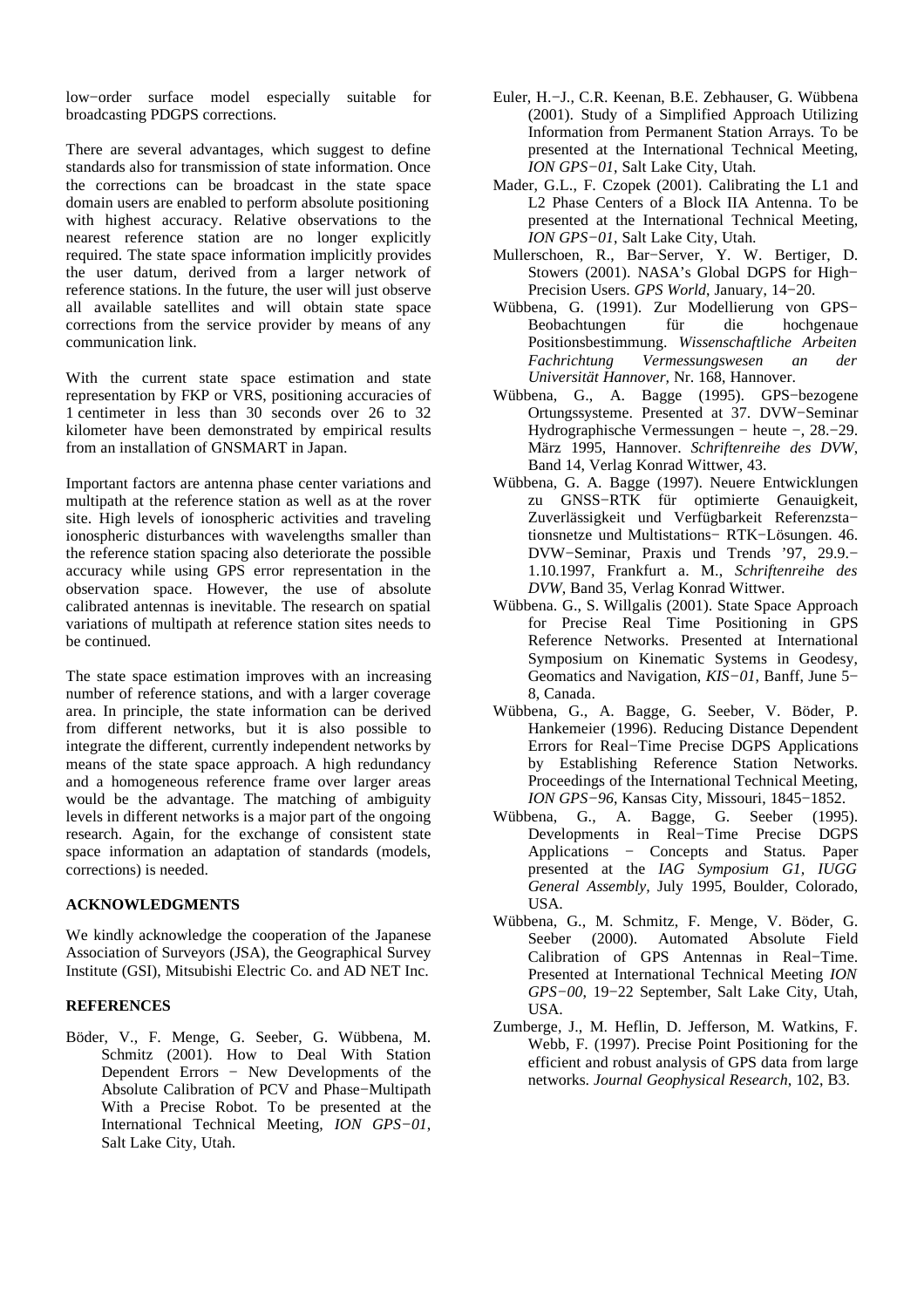low−order surface model especially suitable for broadcasting PDGPS corrections.

There are several advantages, which suggest to define standards also for transmission of state information. Once the corrections can be broadcast in the state space domain users are enabled to perform absolute positioning with highest accuracy. Relative observations to the nearest reference station are no longer explicitly required. The state space information implicitly provides the user datum, derived from a larger network of reference stations. In the future, the user will just observe all available satellites and will obtain state space corrections from the service provider by means of any communication link.

With the current state space estimation and state representation by FKP or VRS, positioning accuracies of 1 centimeter in less than 30 seconds over 26 to 32 kilometer have been demonstrated by empirical results from an installation of GNSMART in Japan.

Important factors are antenna phase center variations and multipath at the reference station as well as at the rover site. High levels of ionospheric activities and traveling ionospheric disturbances with wavelengths smaller than the reference station spacing also deteriorate the possible accuracy while using GPS error representation in the observation space. However, the use of absolute calibrated antennas is inevitable. The research on spatial variations of multipath at reference station sites needs to be continued.

The state space estimation improves with an increasing number of reference stations, and with a larger coverage area. In principle, the state information can be derived from different networks, but it is also possible to integrate the different, currently independent networks by means of the state space approach. A high redundancy and a homogeneous reference frame over larger areas would be the advantage. The matching of ambiguity levels in different networks is a major part of the ongoing research. Again, for the exchange of consistent state space information an adaptation of standards (models, corrections) is needed.

## ACKNOWLEDGMENTS

We kindly acknowledge the cooperation of the Japanese Association of Surveyors (JSA), the Geographical Survey Institute (GSI), Mitsubishi Electric Co. and AD NET Inc.

## REFERENCES

Böder, V., F. Menge, G. Seeber, G. Wübbena, M. Schmitz (2001). How to Deal With Station Dependent Errors − New Developments of the Absolute Calibration of PCV and Phase−Multipath With a Precise Robot. To be presented at the International Technical Meeting, *ION GPS−01*, Salt Lake City, Utah.

Euler, H.−J., C.R. Keenan, B.E. Zebhauser, G. Wübbena (2001). Study of a Simplified Approach Utilizing Information from Permanent Station Arrays. To be presented at the International Technical Meeting, *ION GPS−01*, Salt Lake City, Utah.

Mader, G.L., F. Czopek (2001). Calibrating the L1 and L2 Phase Centers of a Block IIA Antenna. To be presented at the International Technical Meeting, *ION GPS−01*, Salt Lake City, Utah.

Mullerschoen, R., Bar−Server, Y. W. Bertiger, D. Stowers (2001). NASA's Global DGPS for High−Precision Users. *GPS World*, January, 14−20.

Wübbena, G. (1991). Zur Modellierung von GPS−Beobachtungen für die hochgenaue Positionsbestimmung. *Wissenschaftliche Arbeiten Fachrichtung Vermessungswesen an der Universität Hannover,* Nr. 168, Hannover.

Wübbena, G., A. Bagge (1995). GPS−bezogene Ortungssysteme. Presented at 37. DVW−Seminar Hydrographische Vermessungen − heute −, 28.−29. März 1995, Hannover. *Schriftenreihe des DVW*, Band 14, Verlag Konrad Wittwer, 43.

Wübbena, G. A. Bagge (1997). Neuere Entwicklungen zu GNSS−RTK für optimierte Genauigkeit, Zuverlässigkeit und Verfügbarkeit Referenzstationsnetze und Multistations− RTK−Lösungen. 46. DVW−Seminar, Praxis und Trends '97, 29.9.−1.10.1997, Frankfurt a. M., *Schriftenreihe des DVW*, Band 35, Verlag Konrad Wittwer.

Wübbena. G., S. Willgalis (2001). State Space Approach for Precise Real Time Positioning in GPS Reference Networks. Presented at International Symposium on Kinematic Systems in Geodesy, Geomatics and Navigation, *KIS−01*, Banff, June 5−8, Canada.

Wübbena, G., A. Bagge, G. Seeber, V. Böder, P. Hankemeier (1996). Reducing Distance Dependent Errors for Real−Time Precise DGPS Applications by Establishing Reference Station Networks. Proceedings of the International Technical Meeting, *ION GPS−96*, Kansas City, Missouri, 1845−1852.

Wübbena, G., A. Bagge, G. Seeber (1995). Developments in Real−Time Precise DGPS Applications − Concepts and Status. Paper presented at the *IAG Symposium G1, IUGG General Assembly*, July 1995, Boulder, Colorado, USA.

Wübbena, G., M. Schmitz, F. Menge, V. Böder, G. Seeber (2000). Automated Absolute Field Calibration of GPS Antennas in Real−Time. Presented at International Technical Meeting *ION GPS−00*, 19−22 September, Salt Lake City, Utah, USA.

Zumberge, J., M. Heflin, D. Jefferson, M. Watkins, F. Webb, F. (1997). Precise Point Positioning for the efficient and robust analysis of GPS data from large networks. *Journal Geophysical Research*, 102, B3.